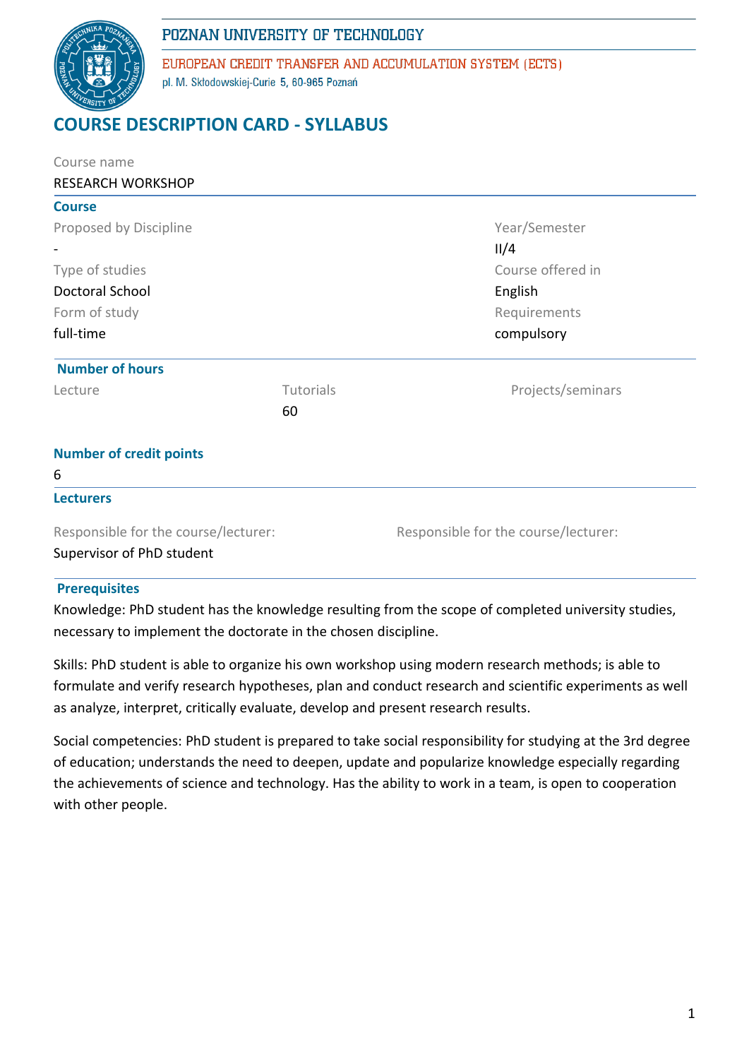POZNAN UNIVERSITY OF TECHNOLOGY

EUROPEAN CREDIT TRANSFER AND ACCUMULATION SYSTEM (ECTS)

pl. M. Skłodowskiej-Curie 5, 60-965 Poznań

# COURSE DESCRIPTION CARD - SYLLABUS

Course name

RESEARCH WORKSHOP

## Course

| Proposed by Discipline | Year/Semester |
|---|---|
| - | II/4 |
| Type of studies | Course offered in |
| Doctoral School | English |
| Form of study | Requirements |
| full-time | compulsory |

## Number of hours

| Lecture | Tutorials | Projects/seminars |
|---|---|---|
| | 60 | |

## Number of credit points

6

## Lecturers

| Responsible for the course/lecturer: | Responsible for the course/lecturer: |
|---|---|
| Supervisor of PhD student | |

## Prerequisites

Knowledge: PhD student has the knowledge resulting from the scope of completed university studies, necessary to implement the doctorate in the chosen discipline.

Skills: PhD student is able to organize his own workshop using modern research methods; is able to formulate and verify research hypotheses, plan and conduct research and scientific experiments as well as analyze, interpret, critically evaluate, develop and present research results.

Social competencies: PhD student is prepared to take social responsibility for studying at the 3rd degree of education; understands the need to deepen, update and popularize knowledge especially regarding the achievements of science and technology. Has the ability to work in a team, is open to cooperation with other people.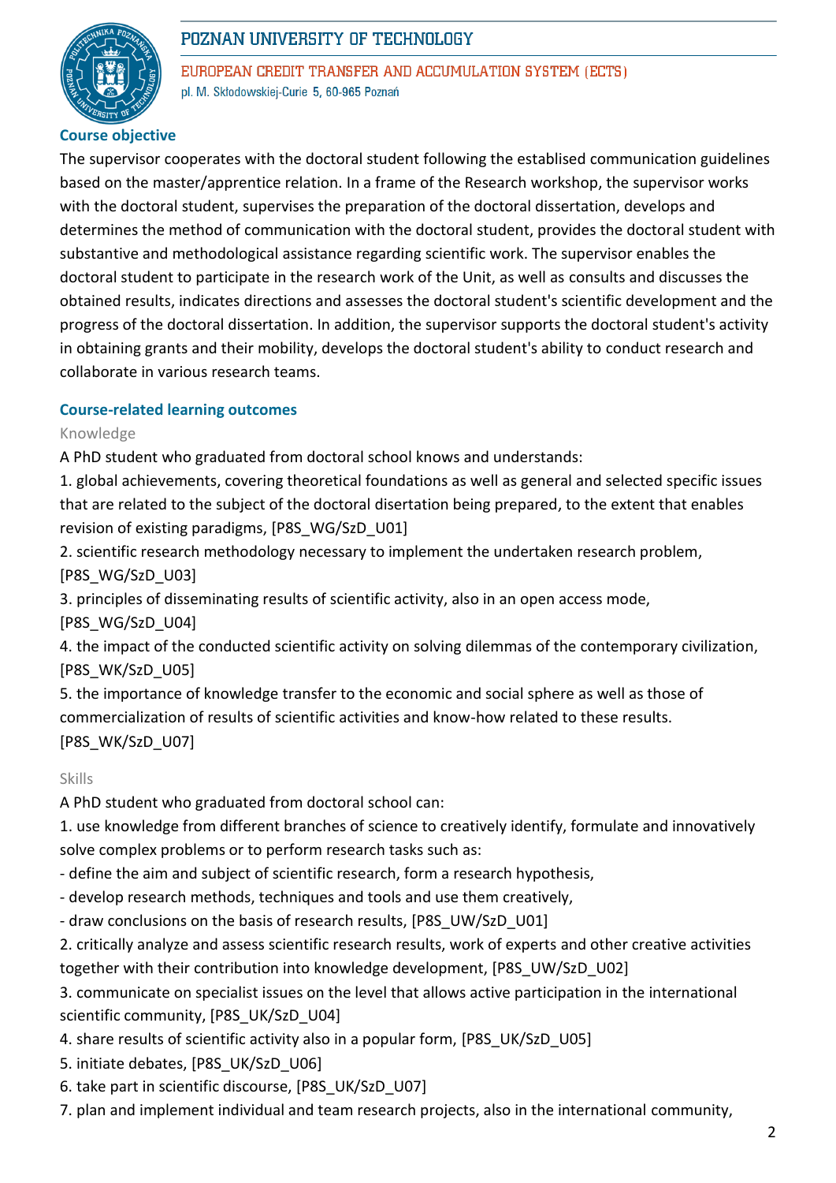## Course objective

The supervisor cooperates with the doctoral student following the establised communication guidelines based on the master/apprentice relation. In a frame of the Research workshop, the supervisor works with the doctoral student, supervises the preparation of the doctoral dissertation, develops and determines the method of communication with the doctoral student, provides the doctoral student with substantive and methodological assistance regarding scientific work. The supervisor enables the doctoral student to participate in the research work of the Unit, as well as consults and discusses the obtained results, indicates directions and assesses the doctoral student's scientific development and the progress of the doctoral dissertation. In addition, the supervisor supports the doctoral student's activity in obtaining grants and their mobility, develops the doctoral student's ability to conduct research and collaborate in various research teams.

## Course-related learning outcomes

### Knowledge

A PhD student who graduated from doctoral school knows and understands:

1. global achievements, covering theoretical foundations as well as general and selected specific issues that are related to the subject of the doctoral disertation being prepared, to the extent that enables revision of existing paradigms, [P8S_WG/SzD_U01]
2. scientific research methodology necessary to implement the undertaken research problem, [P8S_WG/SzD_U03]
3. principles of disseminating results of scientific activity, also in an open access mode, [P8S_WG/SzD_U04]
4. the impact of the conducted scientific activity on solving dilemmas of the contemporary civilization, [P8S_WK/SzD_U05]
5. the importance of knowledge transfer to the economic and social sphere as well as those of commercialization of results of scientific activities and know-how related to these results. [P8S_WK/SzD_U07]

### Skills

A PhD student who graduated from doctoral school can:

1. use knowledge from different branches of science to creatively identify, formulate and innovatively solve complex problems or to perform research tasks such as:
   - define the aim and subject of scientific research, form a research hypothesis,
   - develop research methods, techniques and tools and use them creatively,
   - draw conclusions on the basis of research results, [P8S_UW/SzD_U01]
2. critically analyze and assess scientific research results, work of experts and other creative activities together with their contribution into knowledge development, [P8S_UW/SzD_U02]
3. communicate on specialist issues on the level that allows active participation in the international scientific community, [P8S_UK/SzD_U04]
4. share results of scientific activity also in a popular form, [P8S_UK/SzD_U05]
5. initiate debates, [P8S_UK/SzD_U06]
6. take part in scientific discourse, [P8S_UK/SzD_U07]
7. plan and implement individual and team research projects, also in the international community,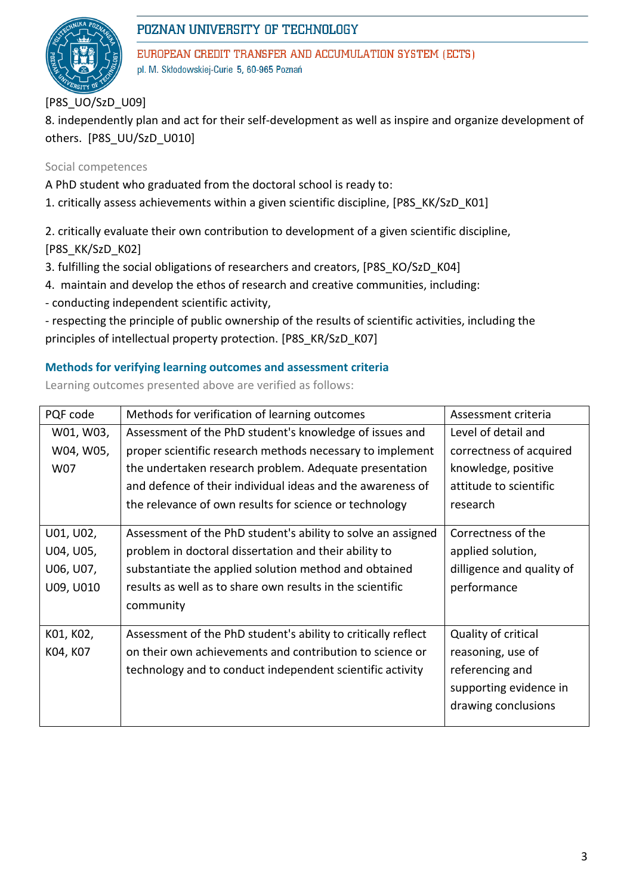[P8S_UO/SzD_U09]
8. independently plan and act for their self-development as well as inspire and organize development of others.  [P8S_UU/SzD_U010]

Social competences

A PhD student who graduated from the doctoral school is ready to:
1. critically assess achievements within a given scientific discipline, [P8S_KK/SzD_K01]

2. critically evaluate their own contribution to development of a given scientific discipline, [P8S_KK/SzD_K02]
3. fulfilling the social obligations of researchers and creators, [P8S_KO/SzD_K04]
4.  maintain and develop the ethos of research and creative communities, including:
- conducting independent scientific activity,
- respecting the principle of public ownership of the results of scientific activities, including the principles of intellectual property protection. [P8S_KR/SzD_K07]

### Methods for verifying learning outcomes and assessment criteria

Learning outcomes presented above are verified as follows:

| PQF code | Methods for verification of learning outcomes | Assessment criteria |
|---|---|---|
| W01, W03, W04, W05, W07 | Assessment of the PhD student's knowledge of issues and proper scientific research methods necessary to implement the undertaken research problem. Adequate presentation and defence of their individual ideas and the awareness of the relevance of own results for science or technology | Level of detail and correctness of acquired knowledge, positive attitude to scientific research |
| U01, U02, U04, U05, U06, U07, U09, U010 | Assessment of the PhD student's ability to solve an assigned problem in doctoral dissertation and their ability to substantiate the applied solution method and obtained results as well as to share own results in the scientific community | Correctness of the applied solution, dilligence and quality of performance |
| K01, K02, K04, K07 | Assessment of the PhD student's ability to critically reflect on their own achievements and contribution to science or technology and to conduct independent scientific activity | Quality of critical reasoning, use of referencing and supporting evidence in drawing conclusions |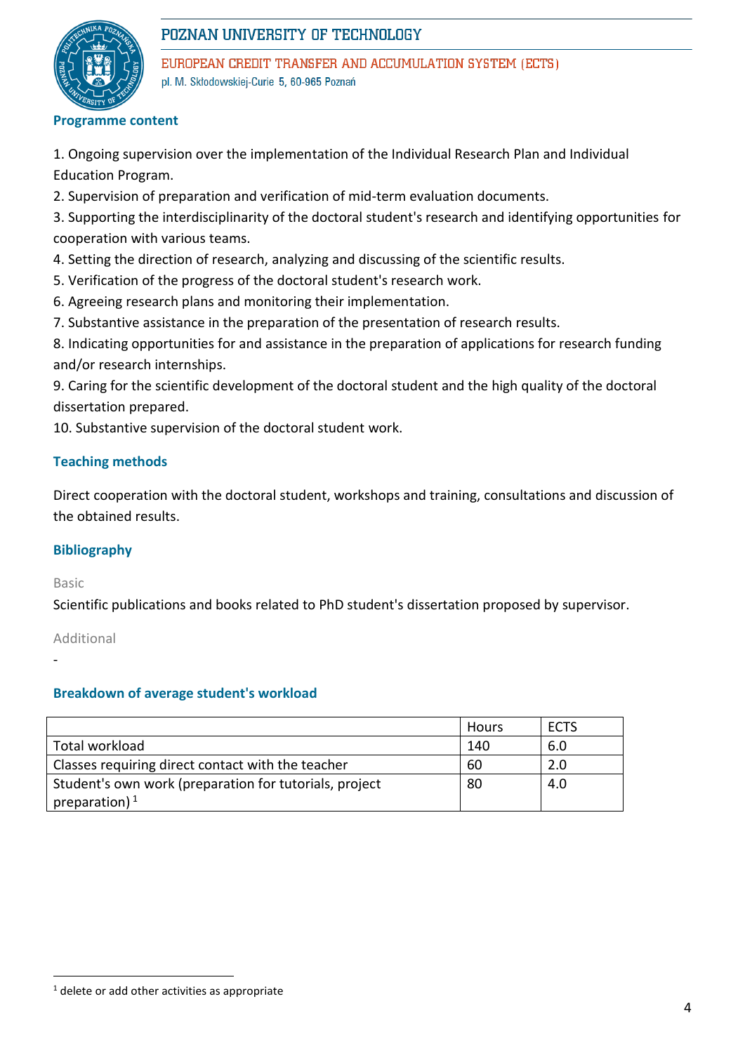### Programme content

1. Ongoing supervision over the implementation of the Individual Research Plan and Individual Education Program.
2. Supervision of preparation and verification of mid-term evaluation documents.
3. Supporting the interdisciplinarity of the doctoral student's research and identifying opportunities for cooperation with various teams.
4. Setting the direction of research, analyzing and discussing of the scientific results.
5. Verification of the progress of the doctoral student's research work.
6. Agreeing research plans and monitoring their implementation.
7. Substantive assistance in the preparation of the presentation of research results.
8. Indicating opportunities for and assistance in the preparation of applications for research funding and/or research internships.
9. Caring for the scientific development of the doctoral student and the high quality of the doctoral dissertation prepared.
10. Substantive supervision of the doctoral student work.

### Teaching methods

Direct cooperation with the doctoral student, workshops and training, consultations and discussion of the obtained results.

### Bibliography

Basic

Scientific publications and books related to PhD student's dissertation proposed by supervisor.

Additional

-

### Breakdown of average student's workload

| | Hours | ECTS |
|---|---|---|
| Total workload | 140 | 6.0 |
| Classes requiring direct contact with the teacher | 60 | 2.0 |
| Student's own work (preparation for tutorials, project preparation) [1] | 80 | 4.0 |

[1] delete or add other activities as appropriate